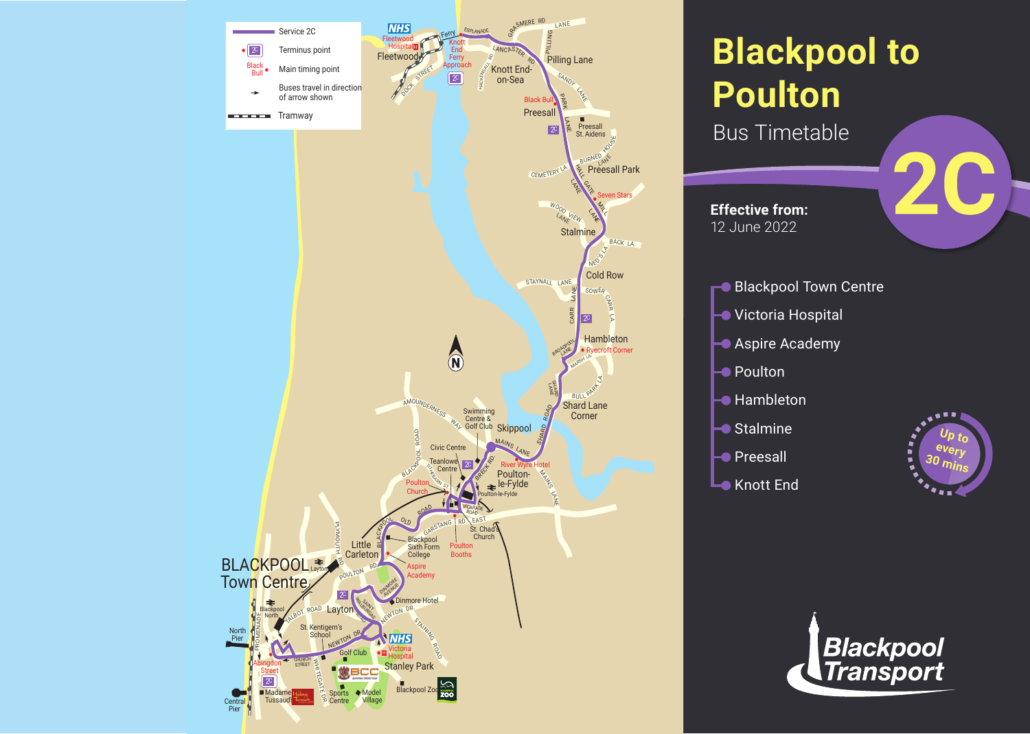# Blackpool to Poulton

Bus Timetable

**2C**

**Effective from:**
12 June 2022

- Blackpool Town Centre
- Victoria Hospital
- Aspire Academy
- Poulton
- Hambleton
- Stalmine
- Preesall
- Knott End

Up to every 30 mins

Blackpool Transport

Service 2C
Terminus point
Main timing point
Buses travel in direction of arrow shown
Tramway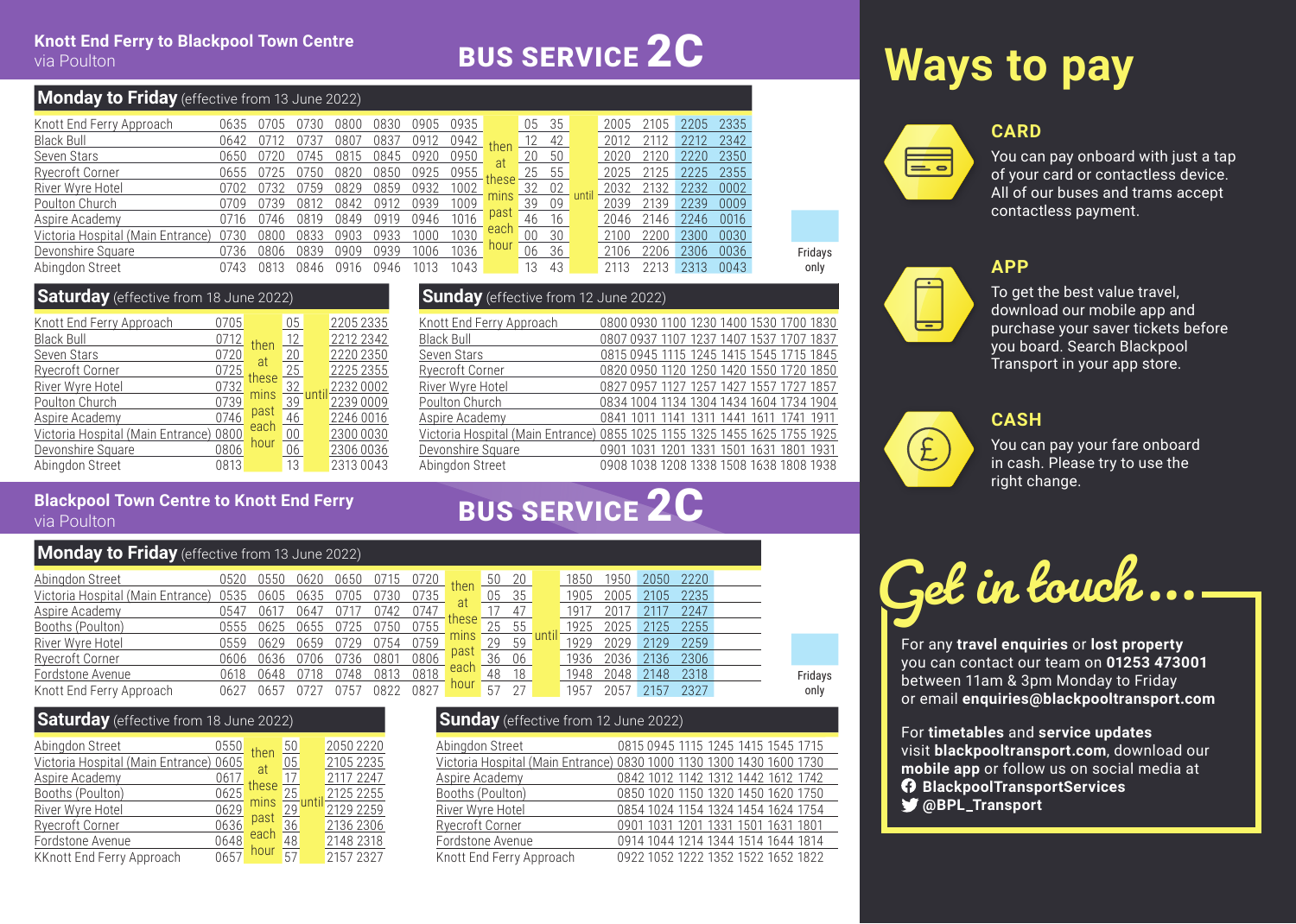## Knott End Ferry to Blackpool Town Centre
via Poulton

# BUS SERVICE 2C

### Monday to Friday (effective from 13 June 2022)

| | | | | | | | | | | | | | | | |
|---|---|---|---|---|---|---|---|---|---|---|---|---|---|---|---|
| Knott End Ferry Approach | 0635 | 0705 | 0730 | 0800 | 0830 | 0905 | 0935 | then at these mins past each hour | 05 | 35 | until | 2005 | 2105 | 2205 | 2335 |
| Black Bull | 0642 | 0712 | 0737 | 0807 | 0837 | 0912 | 0942 | | 12 | 42 | | 2012 | 2112 | 2212 | 2342 |
| Seven Stars | 0650 | 0720 | 0745 | 0815 | 0845 | 0920 | 0950 | | 20 | 50 | | 2020 | 2120 | 2220 | 2350 |
| Ryecroft Corner | 0655 | 0725 | 0750 | 0820 | 0850 | 0925 | 0955 | | 25 | 55 | | 2025 | 2125 | 2225 | 2355 |
| River Wyre Hotel | 0702 | 0732 | 0759 | 0829 | 0859 | 0932 | 1002 | | 32 | 02 | | 2032 | 2132 | 2232 | 0002 |
| Poulton Church | 0709 | 0739 | 0812 | 0842 | 0912 | 0939 | 1009 | | 39 | 09 | | 2039 | 2139 | 2239 | 0009 |
| Aspire Academy | 0716 | 0746 | 0819 | 0849 | 0919 | 0946 | 1016 | | 46 | 16 | | 2046 | 2146 | 2246 | 0016 |
| Victoria Hospital (Main Entrance) | 0730 | 0800 | 0833 | 0903 | 0933 | 1000 | 1030 | | 00 | 30 | | 2100 | 2200 | 2300 | 0030 |
| Devonshire Square | 0736 | 0806 | 0839 | 0909 | 0939 | 1006 | 1036 | | 06 | 36 | | 2106 | 2206 | 2306 | 0036 |
| Abingdon Street | 0743 | 0813 | 0846 | 0916 | 0946 | 1013 | 1043 | | 13 | 43 | | 2113 | 2213 | 2313 | 0043 |

Fridays only

### Saturday (effective from 18 June 2022)

| | | | | | | |
|---|---|---|---|---|---|---|
| Knott End Ferry Approach | 0705 | then at these mins past each hour | 05 | until | 2205 | 2335 |
| Black Bull | 0712 | | 12 | | 2212 | 2342 |
| Seven Stars | 0720 | | 20 | | 2220 | 2350 |
| Ryecroft Corner | 0725 | | 25 | | 2225 | 2355 |
| River Wyre Hotel | 0732 | | 32 | | 2232 | 0002 |
| Poulton Church | 0739 | | 39 | | 2239 | 0009 |
| Aspire Academy | 0746 | | 46 | | 2246 | 0016 |
| Victoria Hospital (Main Entrance) | 0800 | | 00 | | 2300 | 0030 |
| Devonshire Square | 0806 | | 06 | | 2306 | 0036 |
| Abingdon Street | 0813 | | 13 | | 2313 | 0043 |

### Sunday (effective from 12 June 2022)

| | | | | | | | | |
|---|---|---|---|---|---|---|---|---|
| Knott End Ferry Approach | 0800 | 0930 | 1100 | 1230 | 1400 | 1530 | 1700 | 1830 |
| Black Bull | 0807 | 0937 | 1107 | 1237 | 1407 | 1537 | 1707 | 1837 |
| Seven Stars | 0815 | 0945 | 1115 | 1245 | 1415 | 1545 | 1715 | 1845 |
| Ryecroft Corner | 0820 | 0950 | 1120 | 1250 | 1420 | 1550 | 1720 | 1850 |
| River Wyre Hotel | 0827 | 0957 | 1127 | 1257 | 1427 | 1557 | 1727 | 1857 |
| Poulton Church | 0834 | 1004 | 1134 | 1304 | 1434 | 1604 | 1734 | 1904 |
| Aspire Academy | 0841 | 1011 | 1141 | 1311 | 1441 | 1611 | 1741 | 1911 |
| Victoria Hospital (Main Entrance) | 0855 | 1025 | 1155 | 1325 | 1455 | 1625 | 1755 | 1925 |
| Devonshire Square | 0901 | 1031 | 1201 | 1331 | 1501 | 1631 | 1801 | 1931 |
| Abingdon Street | 0908 | 1038 | 1208 | 1338 | 1508 | 1638 | 1808 | 1938 |

## Blackpool Town Centre to Knott End Ferry
via Poulton

# BUS SERVICE 2C

### Monday to Friday (effective from 13 June 2022)

| | | | | | | | | | | | | | | |
|---|---|---|---|---|---|---|---|---|---|---|---|---|---|---|
| Abingdon Street | 0520 | 0550 | 0620 | 0650 | 0715 | 0720 | then at these mins past each hour | 50 | 20 | until | 1850 | 1950 | 2050 | 2220 |
| Victoria Hospital (Main Entrance) | 0535 | 0605 | 0635 | 0705 | 0730 | 0735 | | 05 | 35 | | 1905 | 2005 | 2105 | 2235 |
| Aspire Academy | 0547 | 0617 | 0647 | 0717 | 0742 | 0747 | | 17 | 47 | | 1917 | 2017 | 2117 | 2247 |
| Booths (Poulton) | 0555 | 0625 | 0655 | 0725 | 0750 | 0755 | | 25 | 55 | | 1925 | 2025 | 2125 | 2255 |
| River Wyre Hotel | 0559 | 0629 | 0659 | 0729 | 0754 | 0759 | | 29 | 59 | | 1929 | 2029 | 2129 | 2259 |
| Ryecroft Corner | 0606 | 0636 | 0706 | 0736 | 0801 | 0806 | | 36 | 06 | | 1936 | 2036 | 2136 | 2306 |
| Fordstone Avenue | 0618 | 0648 | 0718 | 0748 | 0813 | 0818 | | 48 | 18 | | 1948 | 2048 | 2148 | 2318 |
| Knott End Ferry Approach | 0627 | 0657 | 0727 | 0757 | 0822 | 0827 | | 57 | 27 | | 1957 | 2057 | 2157 | 2327 |

Fridays only

### Saturday (effective from 18 June 2022)

| | | | | | | |
|---|---|---|---|---|---|---|
| Abingdon Street | 0550 | then at these mins past each hour | 50 | until | 2050 | 2220 |
| Victoria Hospital (Main Entrance) | 0605 | | 05 | | 2105 | 2235 |
| Aspire Academy | 0617 | | 17 | | 2117 | 2247 |
| Booths (Poulton) | 0625 | | 25 | | 2125 | 2255 |
| River Wyre Hotel | 0629 | | 29 | | 2129 | 2259 |
| Ryecroft Corner | 0636 | | 36 | | 2136 | 2306 |
| Fordstone Avenue | 0648 | | 48 | | 2148 | 2318 |
| KKnott End Ferry Approach | 0657 | | 57 | | 2157 | 2327 |

### Sunday (effective from 12 June 2022)

| | | | | | | | |
|---|---|---|---|---|---|---|---|
| Abingdon Street | 0815 | 0945 | 1115 | 1245 | 1415 | 1545 | 1715 |
| Victoria Hospital (Main Entrance) | 0830 | 1000 | 1130 | 1300 | 1430 | 1600 | 1730 |
| Aspire Academy | 0842 | 1012 | 1142 | 1312 | 1442 | 1612 | 1742 |
| Booths (Poulton) | 0850 | 1020 | 1150 | 1320 | 1450 | 1620 | 1750 |
| River Wyre Hotel | 0854 | 1024 | 1154 | 1324 | 1454 | 1624 | 1754 |
| Ryecroft Corner | 0901 | 1031 | 1201 | 1331 | 1501 | 1631 | 1801 |
| Fordstone Avenue | 0914 | 1044 | 1214 | 1344 | 1514 | 1644 | 1814 |
| Knott End Ferry Approach | 0922 | 1052 | 1222 | 1352 | 1522 | 1652 | 1822 |

# Ways to pay

### CARD

You can pay onboard with just a tap of your card or contactless device. All of our buses and trams accept contactless payment.

### APP

To get the best value travel, download our mobile app and purchase your saver tickets before you board. Search Blackpool Transport in your app store.

### CASH

You can pay your fare onboard in cash. Please try to use the right change.

# Get in touch...

For any **travel enquiries** or **lost property** you can contact our team on **01253 473001** between 11am & 3pm Monday to Friday or email **enquiries@blackpooltransport.com**

For **timetables** and **service updates** visit **blackpooltransport.com**, download our **mobile app** or follow us on social media at

**BlackpoolTransportServices**

**@BPL_Transport**